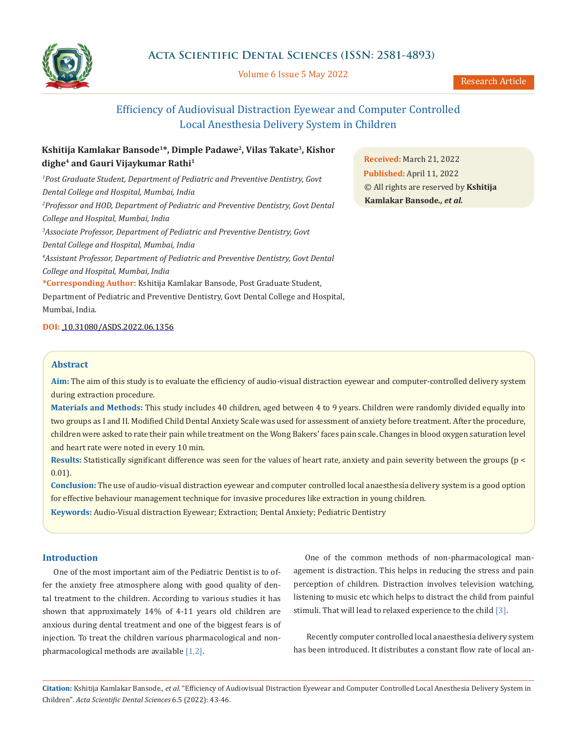# Efficiency of Audiovisual Distraction Eyewear and Computer Controlled Local Anesthesia Delivery System in Children

**Kshitija Kamlakar Bansode[1]*, Dimple Padawe[2], Vilas Takate[3], Kishor dighe[4] and Gauri Vijaykumar Rathi[1]**

*[1]Post Graduate Student, Department of Pediatric and Preventive Dentistry, Govt Dental College and Hospital, Mumbai, India*

*[2]Professor and HOD, Department of Pediatric and Preventive Dentistry, Govt Dental College and Hospital, Mumbai, India*

*[3]Associate Professor, Department of Pediatric and Preventive Dentistry, Govt Dental College and Hospital, Mumbai, India*

*[4]Assistant Professor, Department of Pediatric and Preventive Dentistry, Govt Dental College and Hospital, Mumbai, India*

**\*Corresponding Author:** Kshitija Kamlakar Bansode, Post Graduate Student, Department of Pediatric and Preventive Dentistry, Govt Dental College and Hospital, Mumbai, India.

**DOI:** 10.31080/ASDS.2022.06.1356

**Received:** March 21, 2022
**Published:** April 11, 2022
© All rights are reserved by **Kshitija Kamlakar Bansode., *et al.***

## Abstract

**Aim:** The aim of this study is to evaluate the efficiency of audio-visual distraction eyewear and computer-controlled delivery system during extraction procedure.

**Materials and Methods:** This study includes 40 children, aged between 4 to 9 years. Children were randomly divided equally into two groups as I and II. Modified Child Dental Anxiety Scale was used for assessment of anxiety before treatment. After the procedure, children were asked to rate their pain while treatment on the Wong Bakers' faces pain scale. Changes in blood oxygen saturation level and heart rate were noted in every 10 min.

**Results:** Statistically significant difference was seen for the values of heart rate, anxiety and pain severity between the groups ($p < 0.01$).

**Conclusion:** The use of audio-visual distraction eyewear and computer controlled local anaesthesia delivery system is a good option for effective behaviour management technique for invasive procedures like extraction in young children.

**Keywords:** Audio-Visual distraction Eyewear; Extraction; Dental Anxiety; Pediatric Dentistry

## Introduction

One of the most important aim of the Pediatric Dentist is to offer the anxiety free atmosphere along with good quality of dental treatment to the children. According to various studies it has shown that approximately 14% of 4-11 years old children are anxious during dental treatment and one of the biggest fears is of injection. To treat the children various pharmacological and non-pharmacological methods are available [1,2].

One of the common methods of non-pharmacological management is distraction. This helps in reducing the stress and pain perception of children. Distraction involves television watching, listening to music etc which helps to distract the child from painful stimuli. That will lead to relaxed experience to the child [3].

Recently computer controlled local anaesthesia delivery system has been introduced. It distributes a constant flow rate of local an-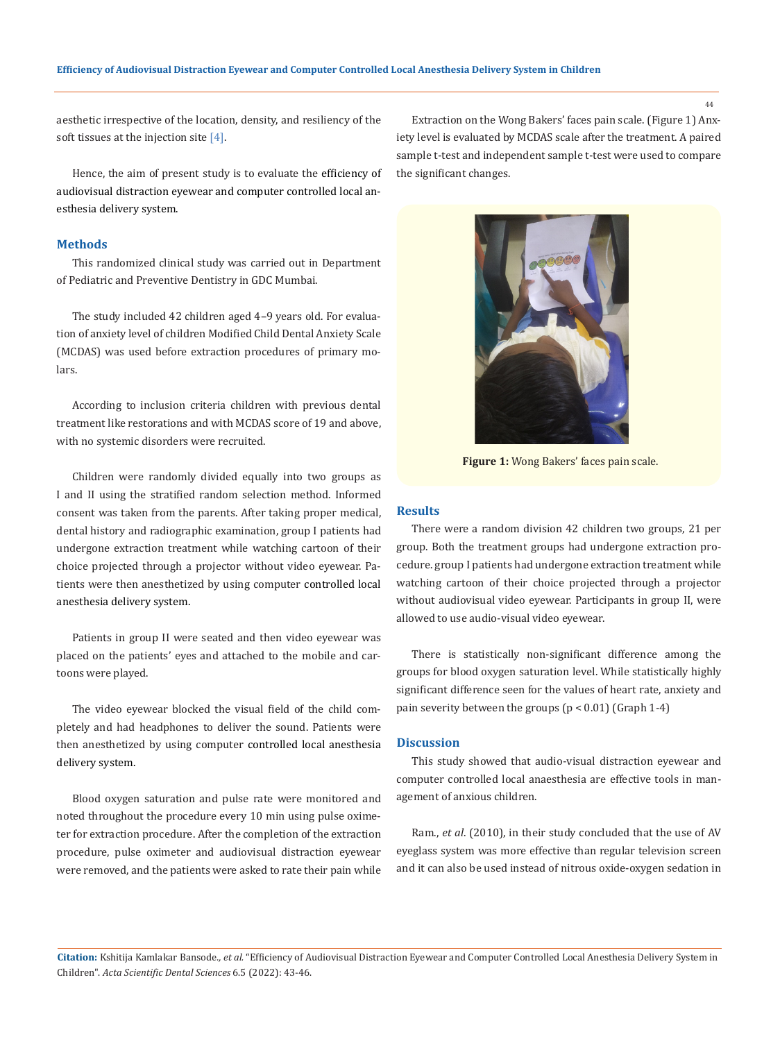aesthetic irrespective of the location, density, and resiliency of the soft tissues at the injection site [4].

Hence, the aim of present study is to evaluate the efficiency of audiovisual distraction eyewear and computer controlled local anesthesia delivery system.

## Methods

This randomized clinical study was carried out in Department of Pediatric and Preventive Dentistry in GDC Mumbai.

The study included 42 children aged 4–9 years old. For evaluation of anxiety level of children Modified Child Dental Anxiety Scale (MCDAS) was used before extraction procedures of primary molars.

According to inclusion criteria children with previous dental treatment like restorations and with MCDAS score of 19 and above, with no systemic disorders were recruited.

Children were randomly divided equally into two groups as I and II using the stratified random selection method. Informed consent was taken from the parents. After taking proper medical, dental history and radiographic examination, group I patients had undergone extraction treatment while watching cartoon of their choice projected through a projector without video eyewear. Patients were then anesthetized by using computer controlled local anesthesia delivery system.

Patients in group II were seated and then video eyewear was placed on the patients' eyes and attached to the mobile and cartoons were played.

The video eyewear blocked the visual field of the child completely and had headphones to deliver the sound. Patients were then anesthetized by using computer controlled local anesthesia delivery system.

Blood oxygen saturation and pulse rate were monitored and noted throughout the procedure every 10 min using pulse oximeter for extraction procedure. After the completion of the extraction procedure, pulse oximeter and audiovisual distraction eyewear were removed, and the patients were asked to rate their pain while Extraction on the Wong Bakers' faces pain scale. (Figure 1) Anxiety level is evaluated by MCDAS scale after the treatment. A paired sample t-test and independent sample t-test were used to compare the significant changes.

**Figure 1:** Wong Bakers' faces pain scale.

## Results

There were a random division 42 children two groups, 21 per group. Both the treatment groups had undergone extraction procedure. group I patients had undergone extraction treatment while watching cartoon of their choice projected through a projector without audiovisual video eyewear. Participants in group II, were allowed to use audio-visual video eyewear.

There is statistically non-significant difference among the groups for blood oxygen saturation level. While statistically highly significant difference seen for the values of heart rate, anxiety and pain severity between the groups ($p < 0.01$) (Graph 1-4)

## Discussion

This study showed that audio-visual distraction eyewear and computer controlled local anaesthesia are effective tools in management of anxious children.

Ram., *et al*. (2010), in their study concluded that the use of AV eyeglass system was more effective than regular television screen and it can also be used instead of nitrous oxide-oxygen sedation in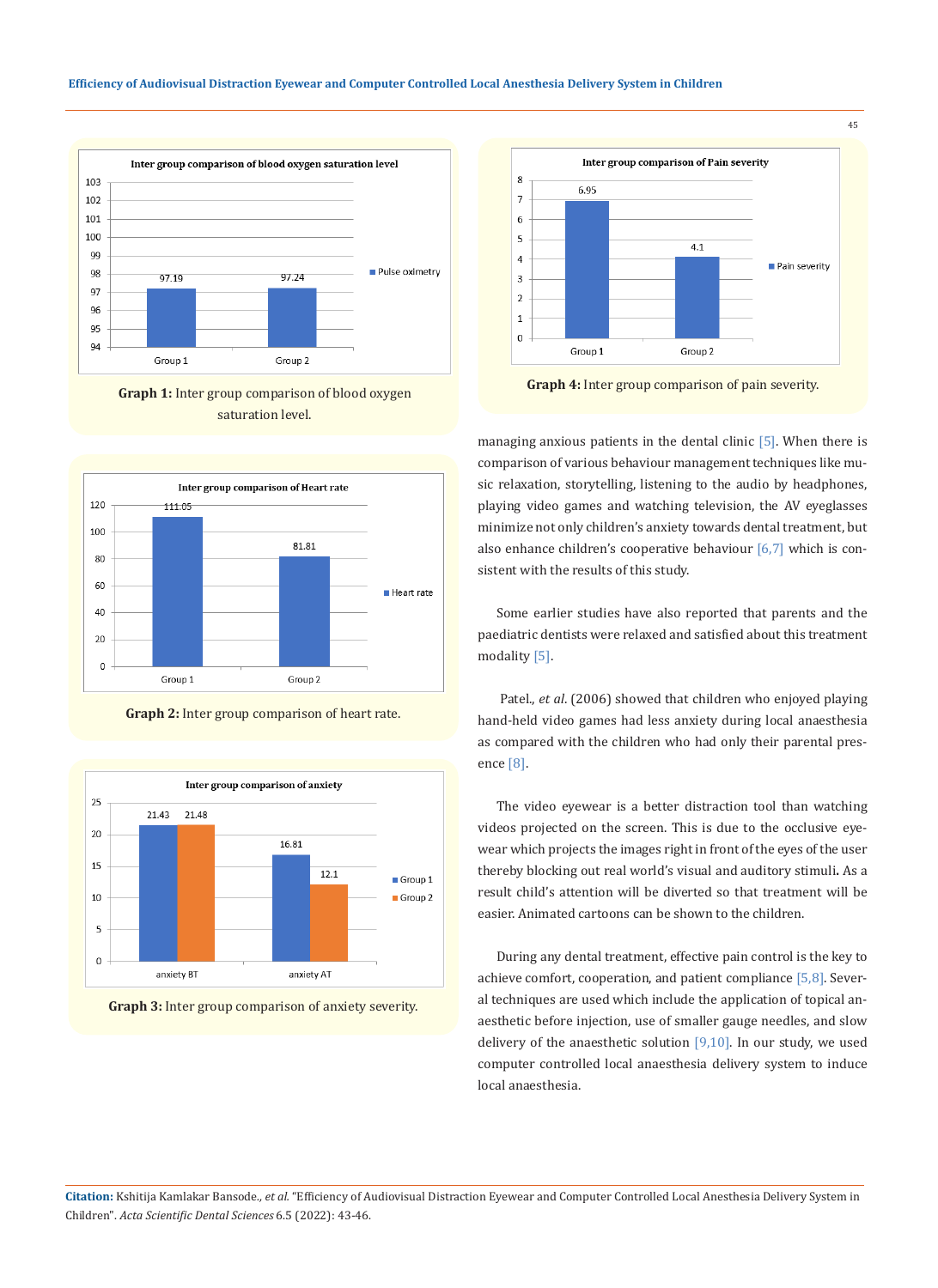Graph 1: Inter group comparison of blood oxygen saturation level.

Graph 2: Inter group comparison of heart rate.

Graph 3: Inter group comparison of anxiety severity.

Graph 4: Inter group comparison of pain severity.

managing anxious patients in the dental clinic [5]. When there is comparison of various behaviour management techniques like music relaxation, storytelling, listening to the audio by headphones, playing video games and watching television, the AV eyeglasses minimize not only children's anxiety towards dental treatment, but also enhance children's cooperative behaviour [6,7] which is consistent with the results of this study.

Some earlier studies have also reported that parents and the paediatric dentists were relaxed and satisfied about this treatment modality [5].

Patel., *et al.* (2006) showed that children who enjoyed playing hand-held video games had less anxiety during local anaesthesia as compared with the children who had only their parental presence [8].

The video eyewear is a better distraction tool than watching videos projected on the screen. This is due to the occlusive eyewear which projects the images right in front of the eyes of the user thereby blocking out real world's visual and auditory stimuli**.** As a result child's attention will be diverted so that treatment will be easier. Animated cartoons can be shown to the children.

During any dental treatment, effective pain control is the key to achieve comfort, cooperation, and patient compliance [5,8]. Several techniques are used which include the application of topical anaesthetic before injection, use of smaller gauge needles, and slow delivery of the anaesthetic solution [9,10]. In our study, we used computer controlled local anaesthesia delivery system to induce local anaesthesia.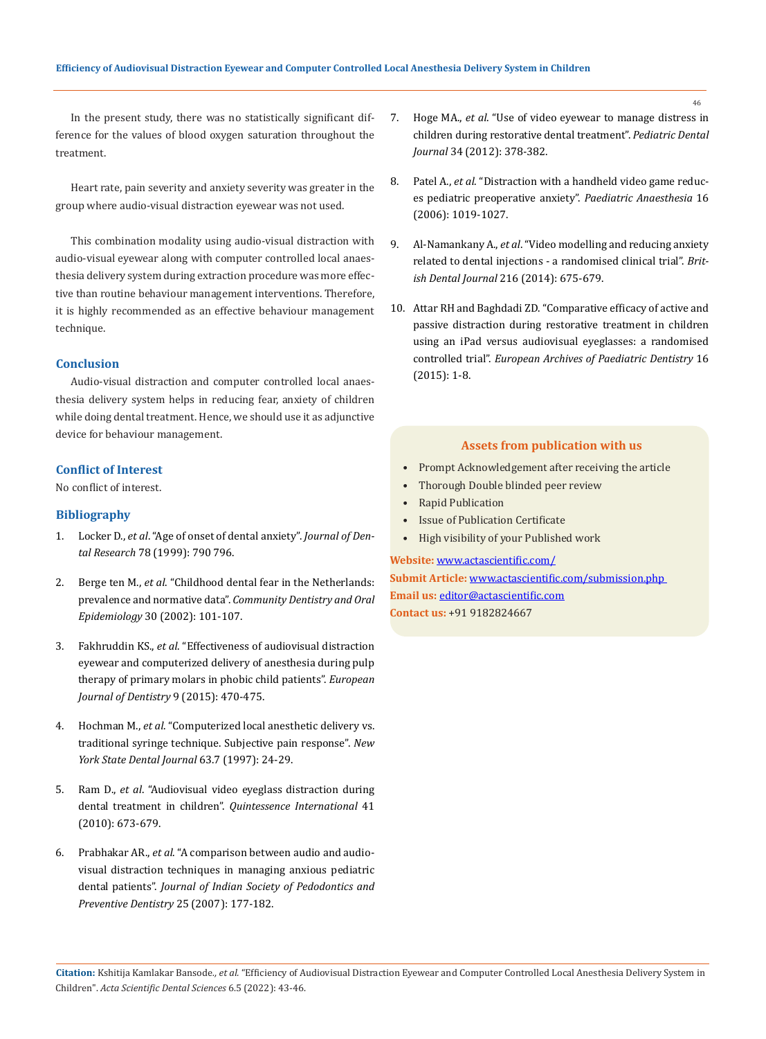In the present study, there was no statistically significant difference for the values of blood oxygen saturation throughout the treatment.

Heart rate, pain severity and anxiety severity was greater in the group where audio-visual distraction eyewear was not used.

This combination modality using audio-visual distraction with audio-visual eyewear along with computer controlled local anaesthesia delivery system during extraction procedure was more effective than routine behaviour management interventions. Therefore, it is highly recommended as an effective behaviour management technique.

## Conclusion

Audio-visual distraction and computer controlled local anaesthesia delivery system helps in reducing fear, anxiety of children while doing dental treatment. Hence, we should use it as adjunctive device for behaviour management.

## Conflict of Interest

No conflict of interest.

## Bibliography

1. Locker D., *et al*. "Age of onset of dental anxiety". *Journal of Dental Research* 78 (1999): 790 796.
2. Berge ten M., *et al.* "Childhood dental fear in the Netherlands: prevalence and normative data". *Community Dentistry and Oral Epidemiology* 30 (2002): 101-107.
3. Fakhruddin KS., *et al*. "Effectiveness of audiovisual distraction eyewear and computerized delivery of anesthesia during pulp therapy of primary molars in phobic child patients". *European Journal of Dentistry* 9 (2015): 470-475.
4. Hochman M., *et al*. "Computerized local anesthetic delivery vs. traditional syringe technique. Subjective pain response". *New York State Dental Journal* 63.7 (1997): 24-29.
5. Ram D., *et al*. "Audiovisual video eyeglass distraction during dental treatment in children". *Quintessence International* 41 (2010): 673-679.
6. Prabhakar AR., *et al.* "A comparison between audio and audiovisual distraction techniques in managing anxious pediatric dental patients". *Journal of Indian Society of Pedodontics and Preventive Dentistry* 25 (2007): 177-182.
7. Hoge MA., *et al*. "Use of video eyewear to manage distress in children during restorative dental treatment". *Pediatric Dental Journal* 34 (2012): 378-382.
8. Patel A., *et al.* "Distraction with a handheld video game reduces pediatric preoperative anxiety". *Paediatric Anaesthesia* 16 (2006): 1019-1027.
9. Al-Namankany A., *et al*. "Video modelling and reducing anxiety related to dental injections - a randomised clinical trial". *British Dental Journal* 216 (2014): 675-679.
10. Attar RH and Baghdadi ZD. "Comparative efficacy of active and passive distraction during restorative treatment in children using an iPad versus audiovisual eyeglasses: a randomised controlled trial". *European Archives of Paediatric Dentistry* 16 (2015): 1-8.

**Assets from publication with us**

- Prompt Acknowledgement after receiving the article
- Thorough Double blinded peer review
- Rapid Publication
- Issue of Publication Certificate
- High visibility of your Published work

**Website:** www.actascientific.com/
**Submit Article:** www.actascientific.com/submission.php
**Email us:** editor@actascientific.com
**Contact us:** +91 9182824667